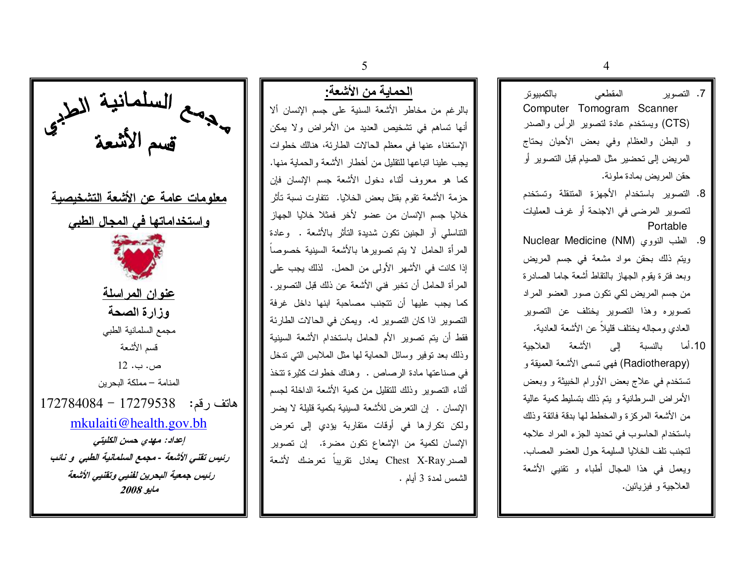# مجمع السلمانية الطبي

## قسم الأشعة

### معلومات عامة عن الأشعة التشخيصية واستخداماتها في المجال الطبي

**عنوان المراسلة**

**وزارة الصحة**

مجمع السلمانية الطبي

قسم الأشعة

ص. ب. 12

المنامة – مملكة البحرين

هاتف رقم: 17279538 – 172784084

mkulaiti@health.gov.bh

***إعداد: مهدي حسن الكليتي***

***رئيس تقني الأشعة - مجمع السلمانية الطبي و نائب رئيس جمعية البحرين لفنيي وتقنيي الأشعة***

***مايو 2008***

---

## الحماية من الأشعة:

بالرغم من مخاطر الأشعة السنية على جسم الإنسان ألا أنها تساهم في تشخيص العديد من الأمراض ولا يمكن الإستغناء عنها في معظم الحالات الطارئة، هنالك خطوات يجب علينا اتباعها للتقليل من أخطار الأشعة والحماية منها. كما هو معروف أثناء دخول الأشعة جسم الإنسان فإن حزمة الأشعة تقوم بقتل بعض الخلايا. تتفاوت نسبة تأثر خلايا جسم الإنسان من عضو لأخر فمثلا خلايا الجهاز التناسلي أو الجنين تكون شديدة التأثر بالأشعة . وعادة المرأة الحامل لا يتم تصويرها بالأشعة السينية خصوصاً إذا كانت في الأشهر الأولى من الحمل. لذلك يجب على المرأة الحامل أن تخبر فني الأشعة عن ذلك قبل التصوير. كما يجب عليها أن تتجنب مصاحبة ابنها داخل غرفة التصوير اذا كان التصوير له. ويمكن في الحالات الطارئة فقط أن يتم تصوير الأم الحامل باستخدام الأشعة السينية وذلك بعد توفير وسائل الحماية لها مثل الملابس التي تدخل في صناعتها مادة الرصاص . وهناك خطوات كثيرة تتخذ أثناء التصوير وذلك للتقليل من كمية الأشعة الداخلة لجسم الإنسان . إن التعرض للأشعة السينية بكمية قليلة لا يضر ولكن تكرارها في أوقات متقاربة يؤدي إلى تعرض الإنسان لكمية من الإشعاع تكون مضرة. إن تصوير الصدر Chest X-Ray يعادل تقريباً تعرضك لأشعة الشمس لمدة 3 أيام .

---

7. التصوير المقطعي بالكمبيوتر Computer Tomogram Scanner (CTS) ويستخدم عادة لتصوير الرأس والصدر و البطن والعظام وفي بعض الأحيان يحتاج المريض إلى تحضير مثل الصيام قبل التصوير أو حقن المريض بمادة ملونة.
8. التصوير باستخدام الأجهزة المتنقلة وتستخدم لتصوير المرضى في الاجنحة أو غرف العمليات Portable
9. الطب النووي Nuclear Medicine (NM) ويتم ذلك بحقن مواد مشعة في جسم المريض وبعد فترة يقوم الجهاز بالتقاط أشعة جاما الصادرة من جسم المريض لكي تكون صور العضو المراد تصويره وهذا التصوير يختلف عن التصوير العادي ومجاله يختلف قليلاً عن الأشعة العادية.
10. أما بالنسبة إلى الأشعة العلاجية (Radiotherapy) فهي تسمى الأشعة العميقة و تستخدم في علاج بعض الأورام الخبيثة و وبعض الأمراض السرطانية و يتم ذلك بتسليط كمية عالية من الأشعة المركزة والمخطط لها بدقة فائقة وذلك باستخدام الحاسوب في تحديد الجزء المراد علاجه لتجنب تلف الخلايا السليمة حول العضو المصاب. ويعمل في هذا المجال أطباء و تقنيي الأشعة العلاجية و فيزيائين.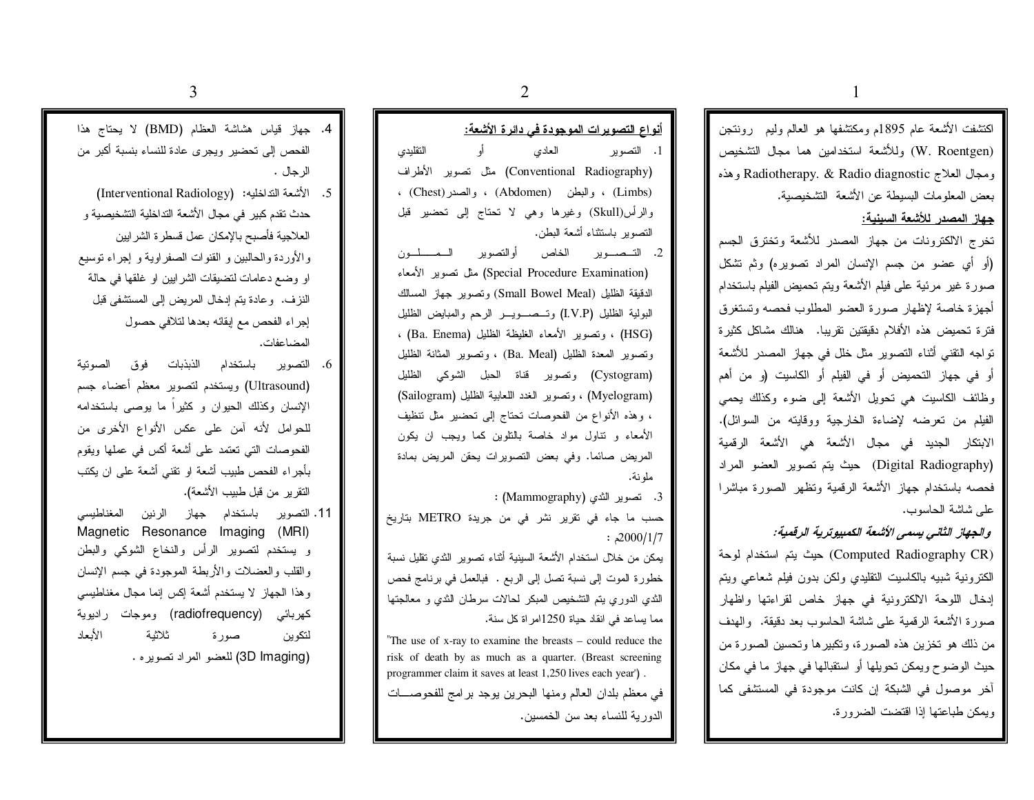اكتشفت الأشعة عام 1895م ومكتشفها هو العالم وليم رونتجن (W. Roentgen) وللأشعة استخدامين هما مجال التشخيص ومجال العلاج Radiotherapy. & Radio diagnostic وهذه بعض المعلومات البسيطة عن الأشعة التشخيصية.

**جهاز المصدر للأشعة السينية:**

تخرج الالكترونات من جهاز المصدر للأشعة وتخترق الجسم (أو أي عضو من جسم الإنسان المراد تصويره) وثم تشكل صورة غير مرئية على فيلم الأشعة ويتم تحميض الفيلم باستخدام أجهزة خاصة لإظهار صورة العضو المطلوب فحصه وتستغرق فترة تحميض هذه الأفلام دقيقتين تقريبا. هنالك مشاكل كثيرة تواجه التقني أثناء التصوير مثل خلل في جهاز المصدر للأشعة أو في جهاز التحميض أو في الفيلم أو الكاسيت (و من أهم وظائف الكاسيت هي تحويل الأشعة إلى ضوء وكذلك يحمي الفيلم من تعرضه لإضاءة الخارجية ووقايته من السوائل). الابتكار الجديد في مجال الأشعة هي الأشعة الرقمية (Digital Radiography) حيث يتم تصوير العضو المراد فحصه باستخدام جهاز الأشعة الرقمية وتظهر الصورة مباشرا على شاشة الحاسوب.

***والجهاز الثاني يسمى الأشعة الكمبيوترية الرقمية:***

(Computed Radiography CR) حيث يتم استخدام لوحة الكترونية شبيه بالكاسيت التقليدي ولكن بدون فيلم شعاعي ويتم إدخال اللوحة الالكترونية في جهاز خاص لقراءتها واظهار صورة الأشعة الرقمية على شاشة الحاسوب بعد دقيقة. والهدف من ذلك هو تخزين هذه الصورة، وتكبيرها وتحسين الصورة من حيث الوضوح ويمكن تحويلها أو استقبالها في جهاز ما في مكان آخر موصول في الشبكة إن كانت موجودة في المستشفى كما ويمكن طباعتها إذا اقتضت الضرورة.

**أنواع التصويرات الموجودة في دائرة الأشعة:**

1. التصوير العادي أو التقليدي (Conventional Radiography) مثل تصوير الأطراف (Limbs) ، والبطن (Abdomen) ، والصدر(Chest) ، والرأس(Skull) وغيرها وهي لا تحتاج إلى تحضير قبل التصوير باستثناء أشعة البطن.
2. التصوير الخاص أوالتصوير الملون (Special Procedure Examination) مثل تصوير الأمعاء الدقيقة الظليل (Small Bowel Meal) وتصوير جهاز المسالك البولية الظليل (I.V.P) وتصوير الرحم والمبايض الظليل (HSG) ، وتصوير الأمعاء الغليظة الظليل (Ba. Enema) ، وتصوير المعدة الظليل (Ba. Meal) ، وتصوير المثانة الظليل (Cystogram) وتصوير قناة الحبل الشوكي الظليل (Myelogram) ، وتصوير الغدد اللعابية الظليل (Sailogram) ، وهذه الأنواع من الفحوصات تحتاج إلى تحضير مثل تنظيف الأمعاء و تناول مواد خاصة بالتلوين كما ويجب ان يكون المريض صائما. وفي بعض التصويرات يحقن المريض بمادة ملونة.
3. تصوير الثدي (Mammography) :

حسب ما جاء في تقرير نشر في من جريدة METRO بتاريخ 2000/1/7م :

يمكن من خلال استخدام الأشعة السينية أثناء تصوير الثدي تقليل نسبة خطورة الموت إلى نسبة تصل إلى الربع . فبالعمل في برنامج فحص الثدي الدوري يتم التشخيص المبكر لحالات سرطان الثدي و معالجتها مما يساعد في انقاذ حياة 1250امراة كل سنة.

"The use of x-ray to examine the breasts – could reduce the risk of death by as much as a quarter. (Breast screening programmer claim it saves at least 1,250 lives each year") .

في معظم بلدان العالم ومنها البحرين يوجد برامج للفحوصات الدورية للنساء بعد سن الخمسين.

4. جهاز قياس هشاشة العظام (BMD) لا يحتاج هذا الفحص إلى تحضير ويجرى عادة للنساء بنسبة أكبر من الرجال .
5. الأشعة التداخليه: (Interventional Radiology) حدث تقدم كبير في مجال الأشعة التداخلية التشخيصية و العلاجية فأصبح بالإمكان عمل قسطرة الشرايين والأوردة والحالبين و القنوات الصفراوية و إجراء توسيع او وضع دعامات لتضيقات الشرايين او غلقها في حالة النزف. وعادة يتم إدخال المريض إلى المستشفى قبل إجراء الفحص مع إبقائه بعدها لتلافي حصول المضاعفات.
6. التصوير باستخدام الذبذبات فوق الصوتية (Ultrasound) ويستخدم لتصوير معظم أعضاء جسم الإنسان وكذلك الحيوان و كثيراً ما يوصى باستخدامه للحوامل لأنه آمن على عكس الأنواع الأخرى من الفحوصات التي تعتمد على أشعة أكس في عملها ويقوم بأجراء الفحص طبيب أشعة او تقني أشعة على ان يكتب التقرير من قبل طبيب الأشعة).
11. التصوير باستخدام جهاز الرنين المغناطيسي Magnetic Resonance Imaging (MRI) و يستخدم لتصوير الرأس والنخاع الشوكي والبطن والقلب والعضلات والأربطة الموجودة في جسم الإنسان وهذا الجهاز لا يستخدم أشعة إكس إنما مجال مغناطيسي كهربائي (radiofrequency) وموجات راديوية لتكوين صورة ثلاثية الأبعاد (3D Imaging) للعضو المراد تصويره .